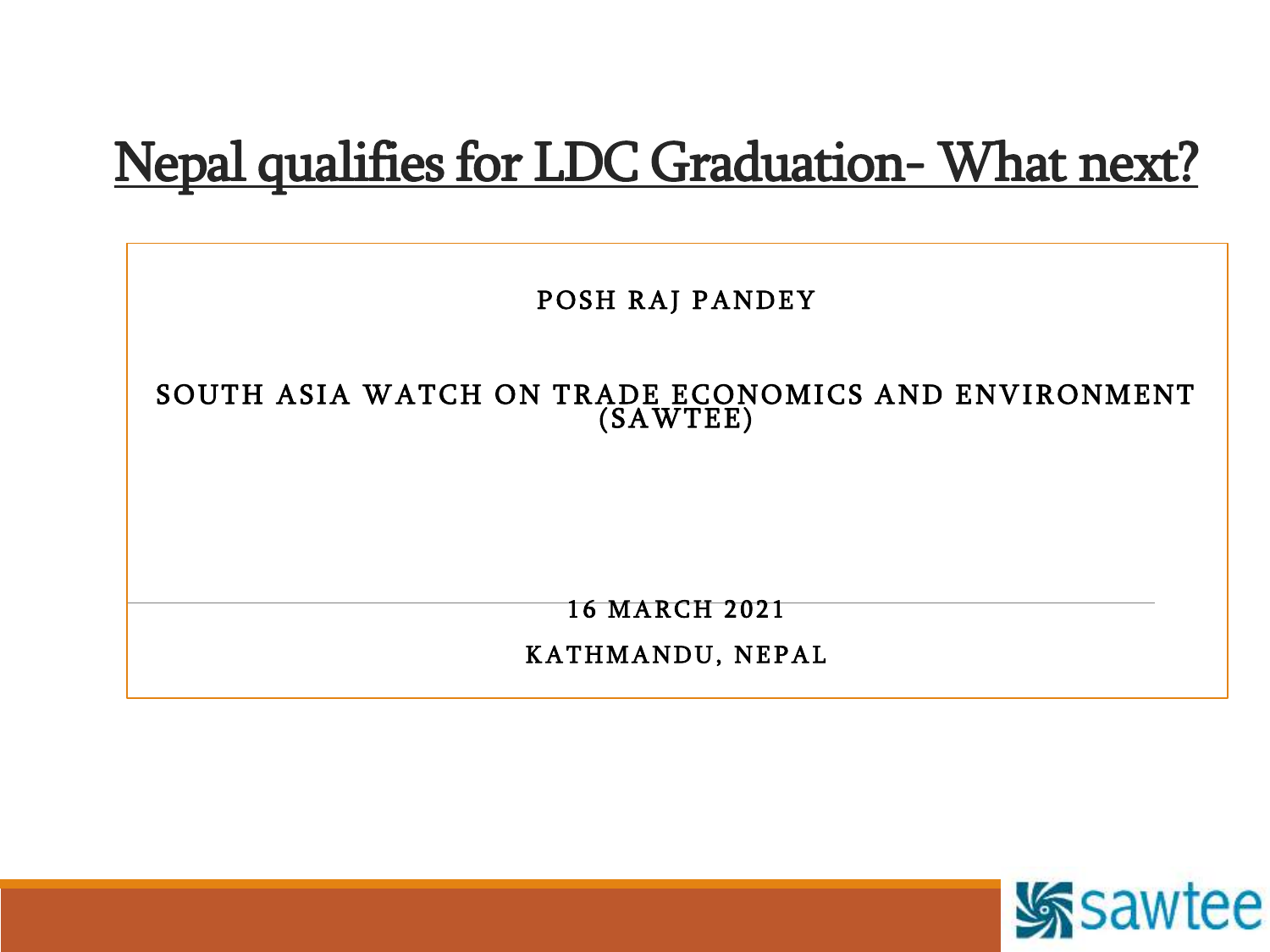# Nepal qualifies for LDC Graduation- What next?

POSH RAJ PANDEY

SOUTH ASIA WATCH ON TRADE ECONOMICS AND ENVIRONMENT (SAWTEE)

16 MARCH 2021

KATHMANDU, NEPAL

sawtee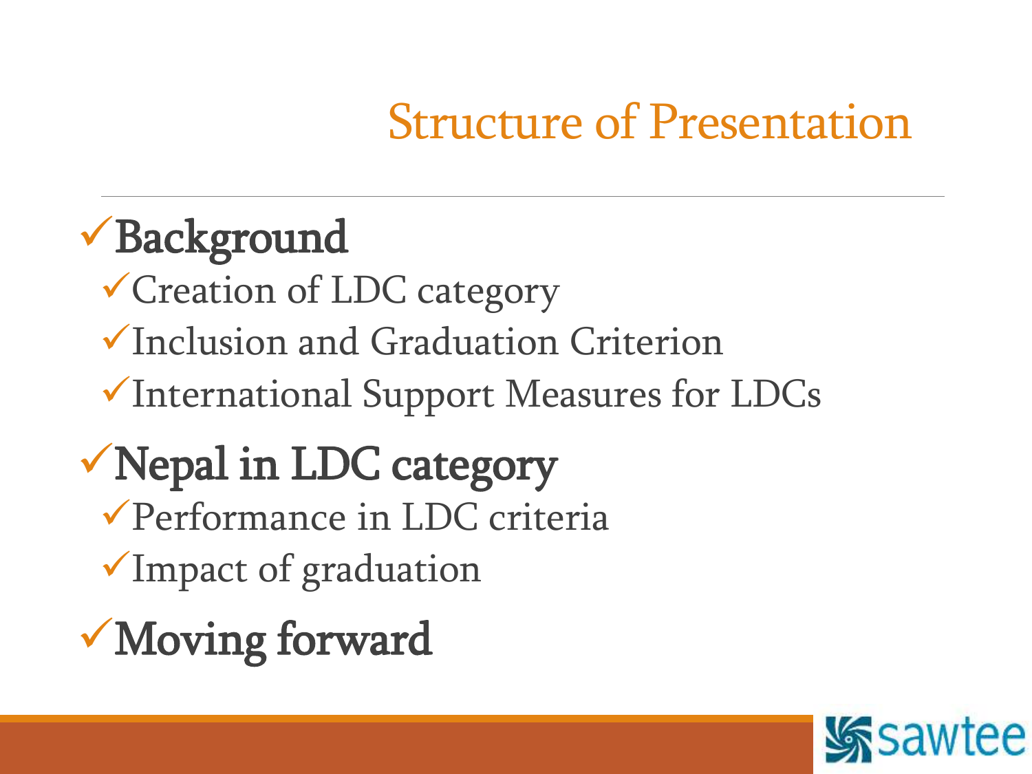# Structure of Presentation

- ✓**Background**
  - ✓Creation of LDC category
  - ✓Inclusion and Graduation Criterion
  - ✓International Support Measures for LDCs
- ✓**Nepal in LDC category**
  - ✓Performance in LDC criteria
  - ✓Impact of graduation
- ✓**Moving forward**

sawtee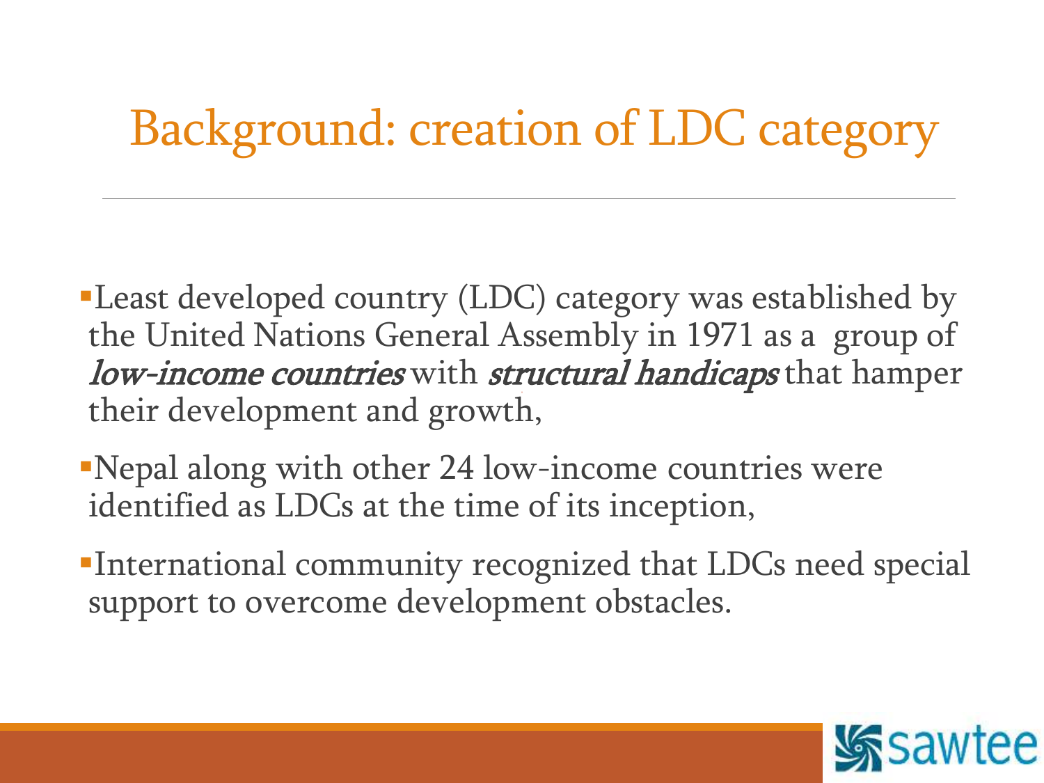# Background: creation of LDC category

- Least developed country (LDC) category was established by the United Nations General Assembly in 1971 as a group of *low-income countries* with *structural handicaps* that hamper their development and growth,
- Nepal along with other 24 low-income countries were identified as LDCs at the time of its inception,
- International community recognized that LDCs need special support to overcome development obstacles.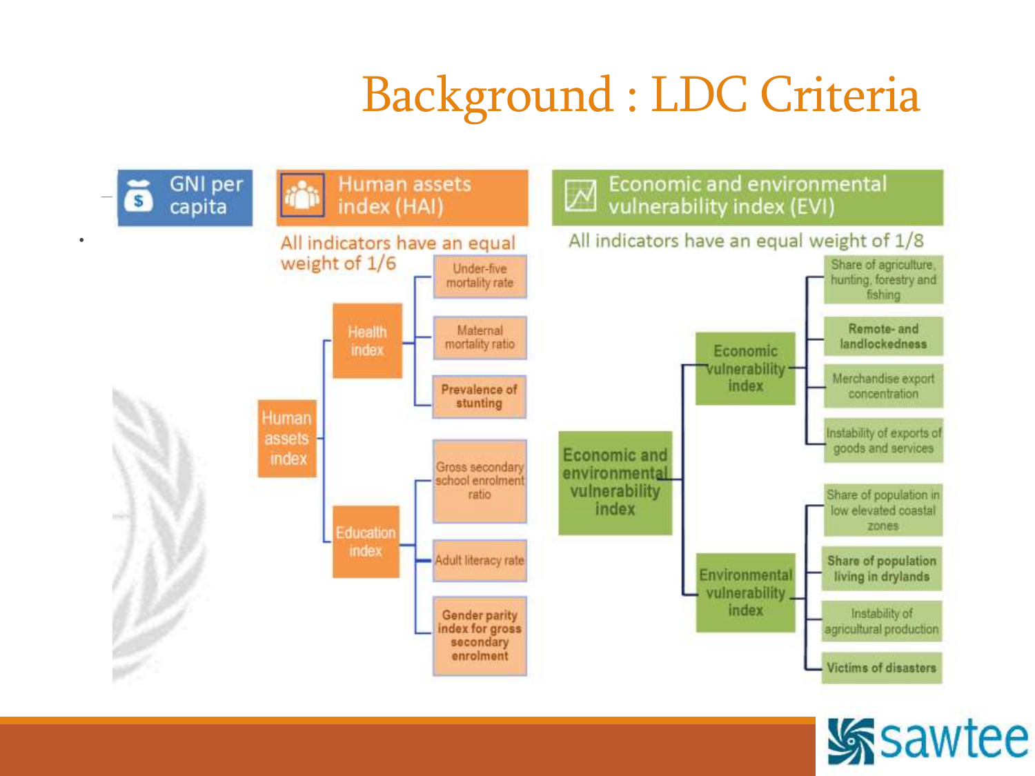# Background : LDC Criteria

GNI per capita

Human assets index (HAI)

All indicators have an equal weight of 1/6

Human assets index

Health index

Under-five mortality rate

Maternal mortality ratio

Prevalence of stunting

Education index

Gross secondary school enrolment ratio

Adult literacy rate

Gender parity index for gross secondary enrolment

Economic and environmental vulnerability index (EVI)

All indicators have an equal weight of 1/8

Economic and environmental vulnerability index

Economic vulnerability index

Share of agriculture, hunting, forestry and fishing

Remote- and landlockedness

Merchandise export concentration

Instability of exports of goods and services

Environmental vulnerability index

Share of population in low elevated coastal zones

Share of population living in drylands

Instability of agricultural production

Victims of disasters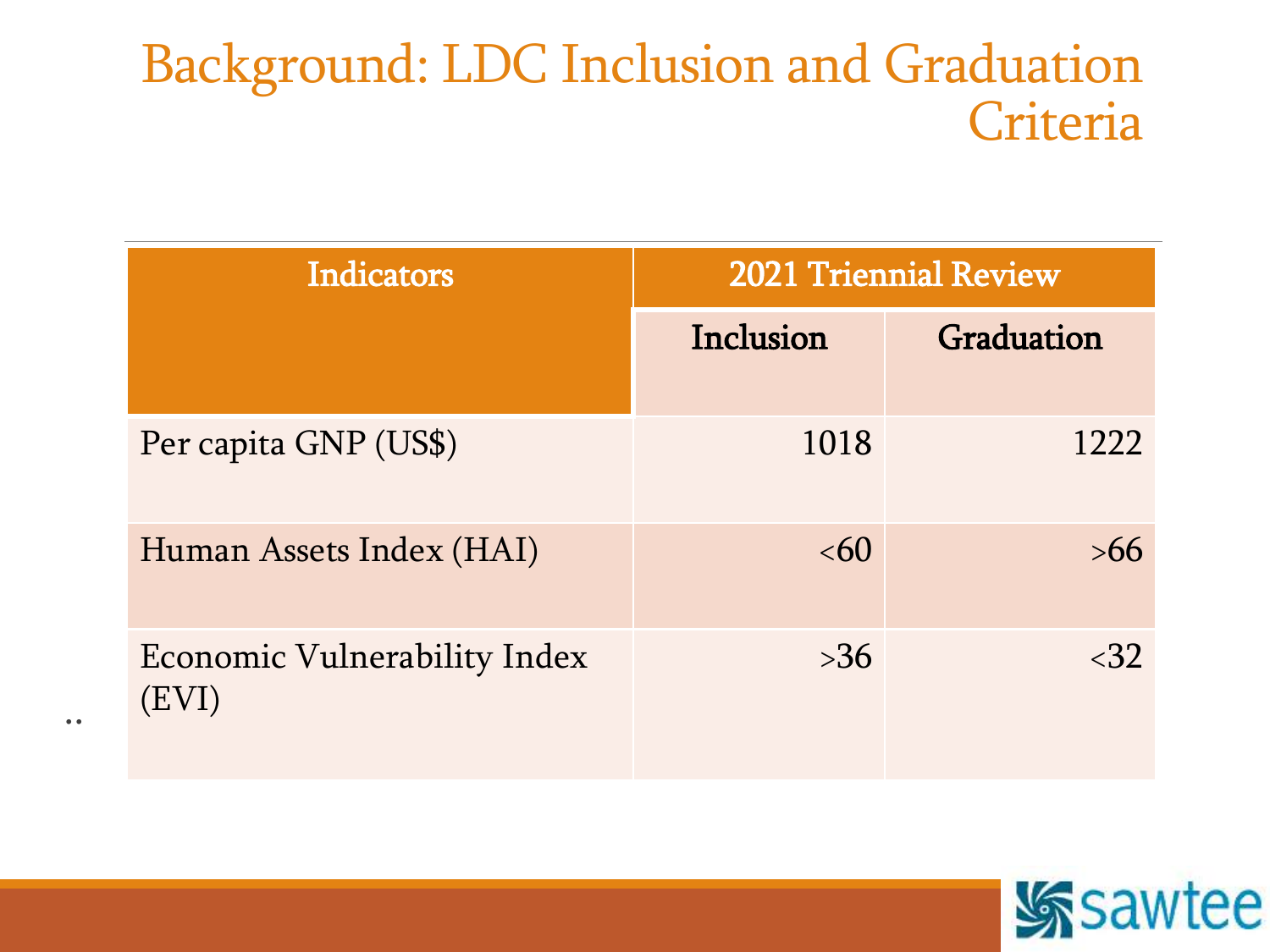# Background: LDC Inclusion and Graduation Criteria

| Indicators | 2021 Triennial Review | |
|---|---|---|
| | Inclusion | Graduation |
| Per capita GNP (US$) | 1018 | 1222 |
| Human Assets Index (HAI) | <60 | >66 |
| Economic Vulnerability Index (EVI) | >36 | <32 |

..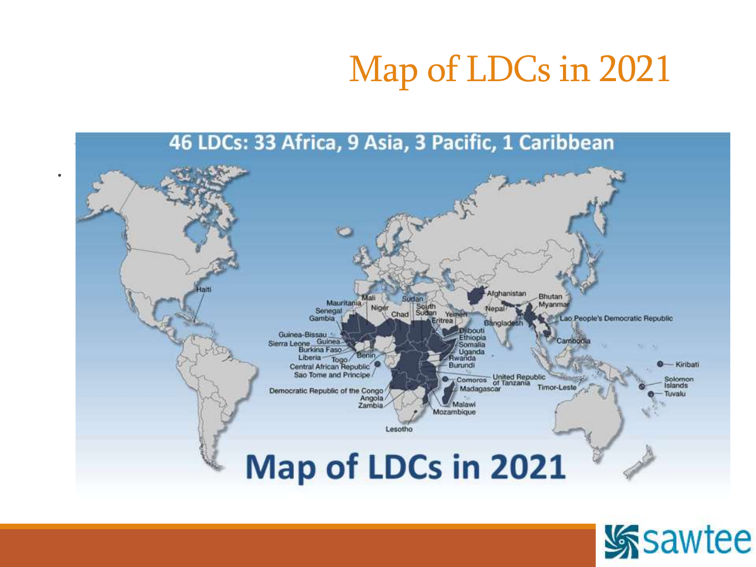# Map of LDCs in 2021

46 LDCs: 33 Africa, 9 Asia, 3 Pacific, 1 Caribbean

Haiti
Mauritania
Mali
Senegal
Gambia
Niger
Chad
Sudan
South Sudan
Yemen
Eritrea
Afghanistan
Nepal
Bhutan
Myanmar
Bangladesh
Lao People's Democratic Republic
Cambodia
Guinea-Bissau
Sierra Leone
Guinea
Burkina Faso
Liberia
Togo
Benin
Central African Republic
Sao Tome and Principe
Djibouti
Ethiopia
Somalia
Uganda
Rwanda
Burundi
Comoros
United Republic of Tanzania
Madagascar
Timor-Leste
Kiribati
Solomon Islands
Tuvalu
Democratic Republic of the Congo
Angola
Zambia
Malawi
Mozambique
Lesotho

Map of LDCs in 2021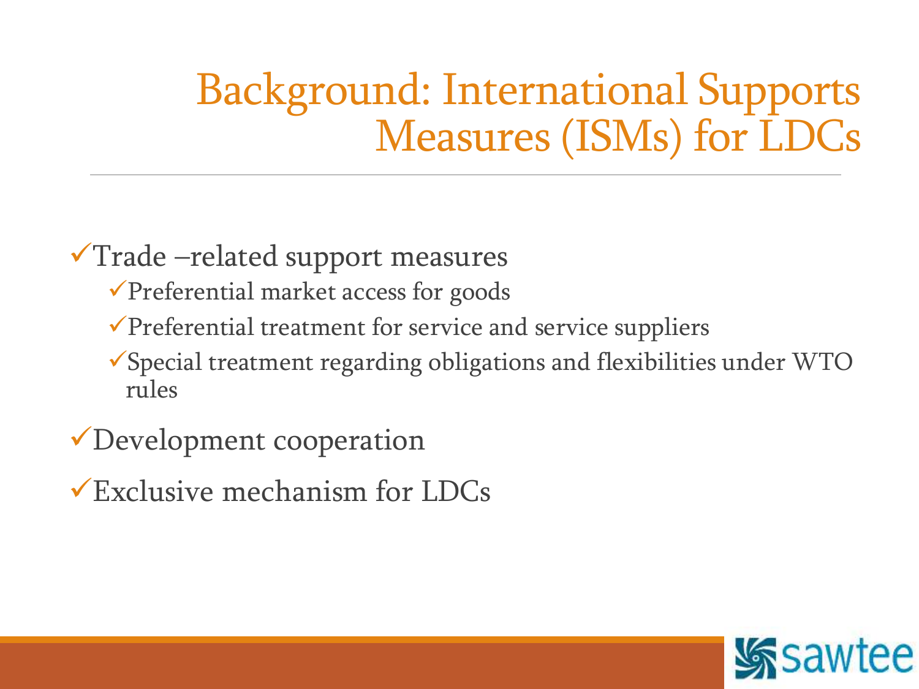# Background: International Supports Measures (ISMs) for LDCs

- ✓Trade –related support measures
  - ✓Preferential market access for goods
  - ✓Preferential treatment for service and service suppliers
  - ✓Special treatment regarding obligations and flexibilities under WTO rules
- ✓Development cooperation
- ✓Exclusive mechanism for LDCs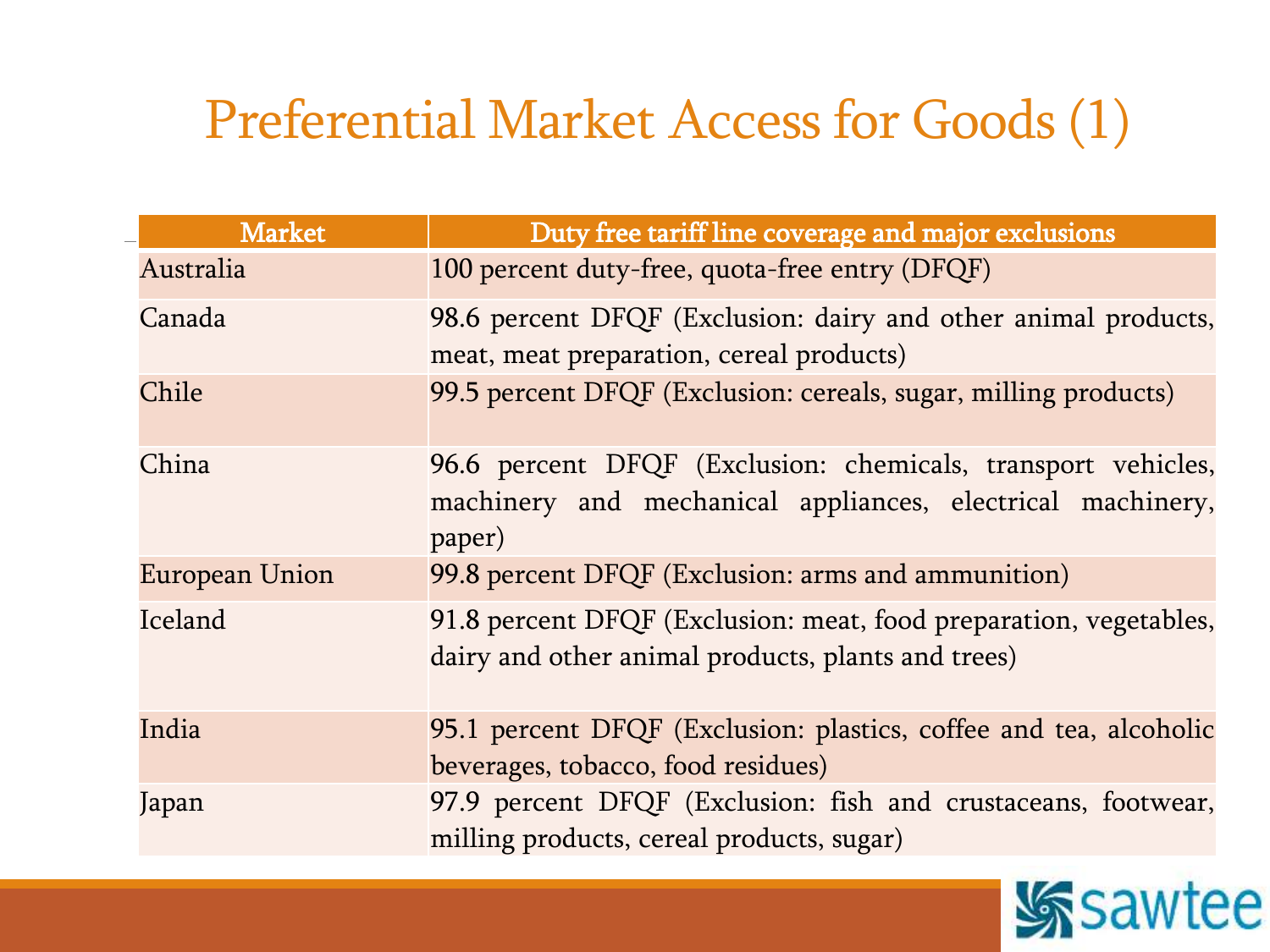# Preferential Market Access for Goods (1)

| Market | Duty free tariff line coverage and major exclusions |
| --- | --- |
| Australia | 100 percent duty-free, quota-free entry (DFQF) |
| Canada | 98.6 percent DFQF (Exclusion: dairy and other animal products, meat, meat preparation, cereal products) |
| Chile | 99.5 percent DFQF (Exclusion: cereals, sugar, milling products) |
| China | 96.6 percent DFQF (Exclusion: chemicals, transport vehicles, machinery and mechanical appliances, electrical machinery, paper) |
| European Union | 99.8 percent DFQF (Exclusion: arms and ammunition) |
| Iceland | 91.8 percent DFQF (Exclusion: meat, food preparation, vegetables, dairy and other animal products, plants and trees) |
| India | 95.1 percent DFQF (Exclusion: plastics, coffee and tea, alcoholic beverages, tobacco, food residues) |
| Japan | 97.9 percent DFQF (Exclusion: fish and crustaceans, footwear, milling products, cereal products, sugar) |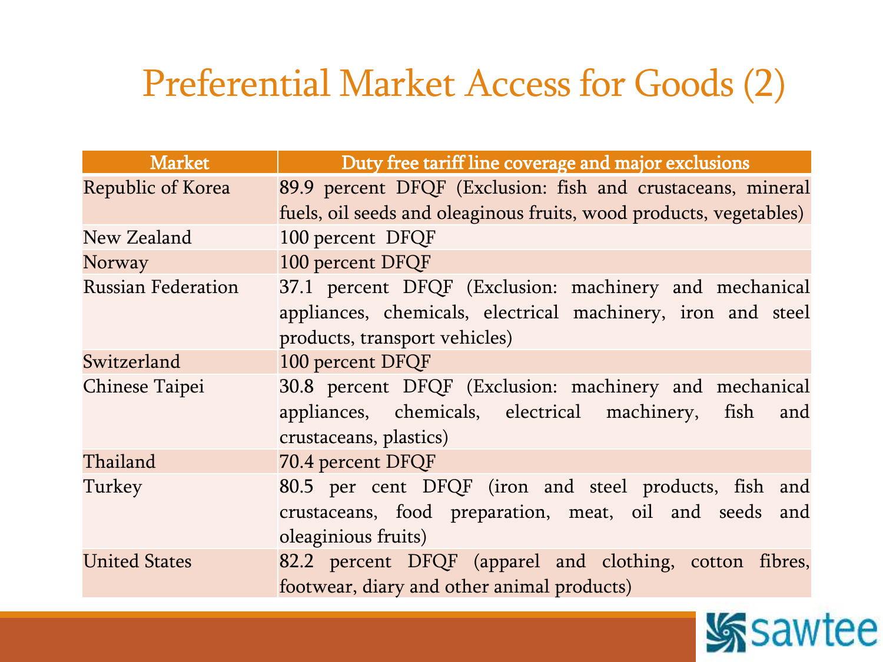# Preferential Market Access for Goods (2)

| Market | Duty free tariff line coverage and major exclusions |
|---|---|
| Republic of Korea | 89.9 percent DFQF (Exclusion: fish and crustaceans, mineral fuels, oil seeds and oleaginous fruits, wood products, vegetables) |
| New Zealand | 100 percent DFQF |
| Norway | 100 percent DFQF |
| Russian Federation | 37.1 percent DFQF (Exclusion: machinery and mechanical appliances, chemicals, electrical machinery, iron and steel products, transport vehicles) |
| Switzerland | 100 percent DFQF |
| Chinese Taipei | 30.8 percent DFQF (Exclusion: machinery and mechanical appliances, chemicals, electrical machinery, fish and crustaceans, plastics) |
| Thailand | 70.4 percent DFQF |
| Turkey | 80.5 per cent DFQF (iron and steel products, fish and crustaceans, food preparation, meat, oil and seeds and oleaginious fruits) |
| United States | 82.2 percent DFQF (apparel and clothing, cotton fibres, footwear, diary and other animal products) |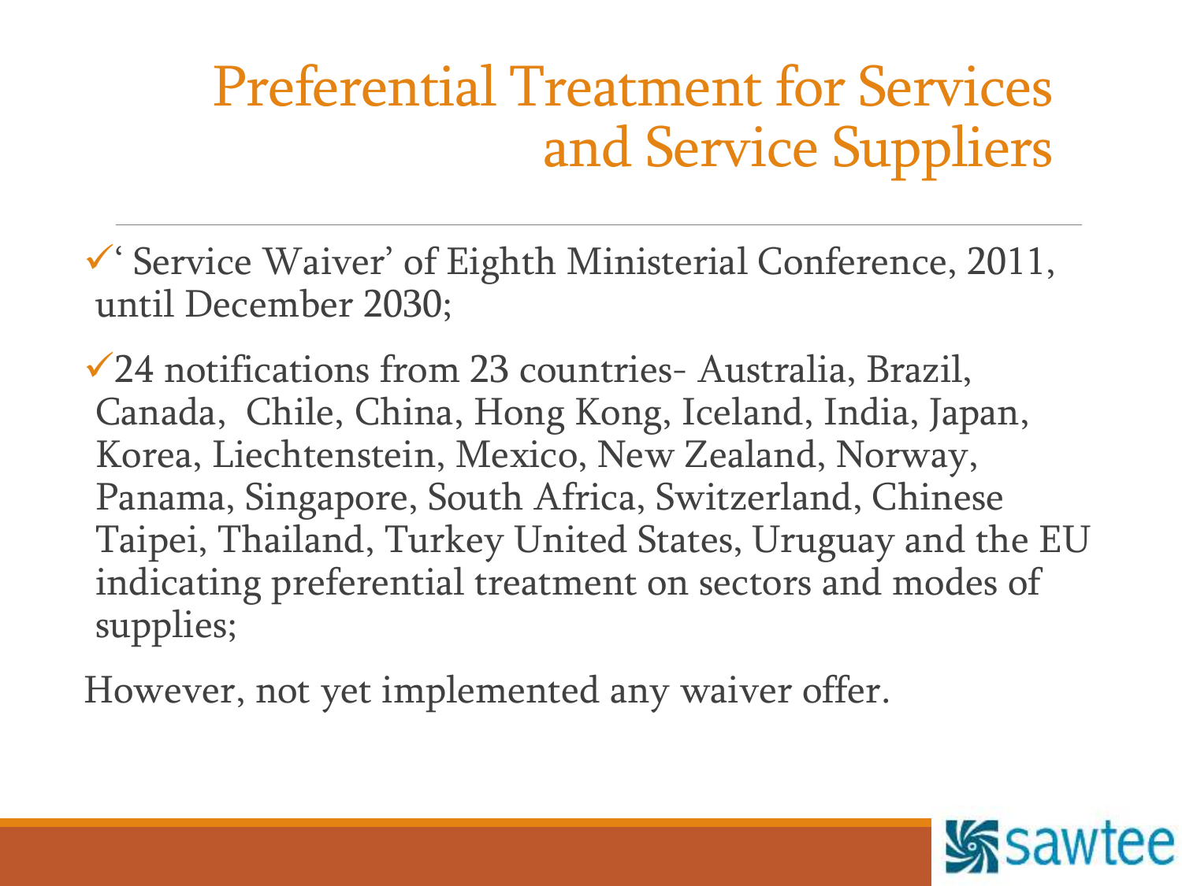# Preferential Treatment for Services and Service Suppliers

- ' Service Waiver' of Eighth Ministerial Conference, 2011, until December 2030;
- 24 notifications from 23 countries- Australia, Brazil, Canada, Chile, China, Hong Kong, Iceland, India, Japan, Korea, Liechtenstein, Mexico, New Zealand, Norway, Panama, Singapore, South Africa, Switzerland, Chinese Taipei, Thailand, Turkey United States, Uruguay and the EU indicating preferential treatment on sectors and modes of supplies;

However, not yet implemented any waiver offer.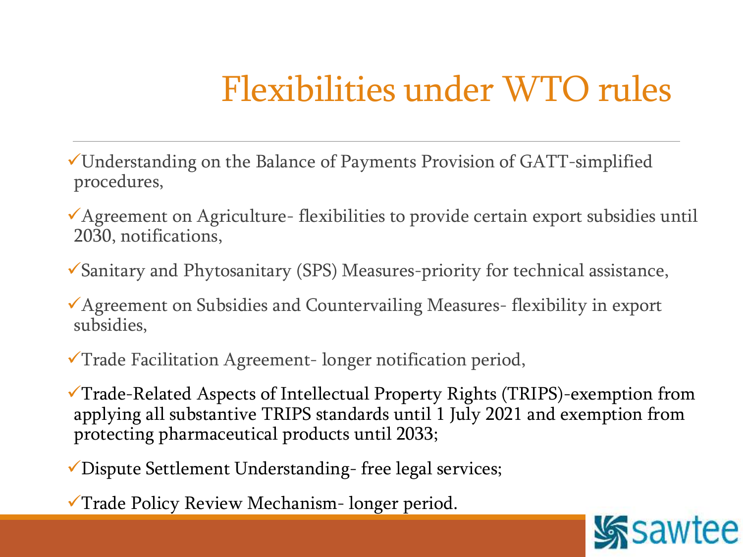# Flexibilities under WTO rules

- ✓Understanding on the Balance of Payments Provision of GATT-simplified procedures,
- ✓Agreement on Agriculture- flexibilities to provide certain export subsidies until 2030, notifications,
- ✓Sanitary and Phytosanitary (SPS) Measures-priority for technical assistance,
- ✓Agreement on Subsidies and Countervailing Measures- flexibility in export subsidies,
- ✓Trade Facilitation Agreement- longer notification period,
- ✓Trade-Related Aspects of Intellectual Property Rights (TRIPS)-exemption from applying all substantive TRIPS standards until 1 July 2021 and exemption from protecting pharmaceutical products until 2033;
- ✓Dispute Settlement Understanding- free legal services;
- ✓Trade Policy Review Mechanism- longer period.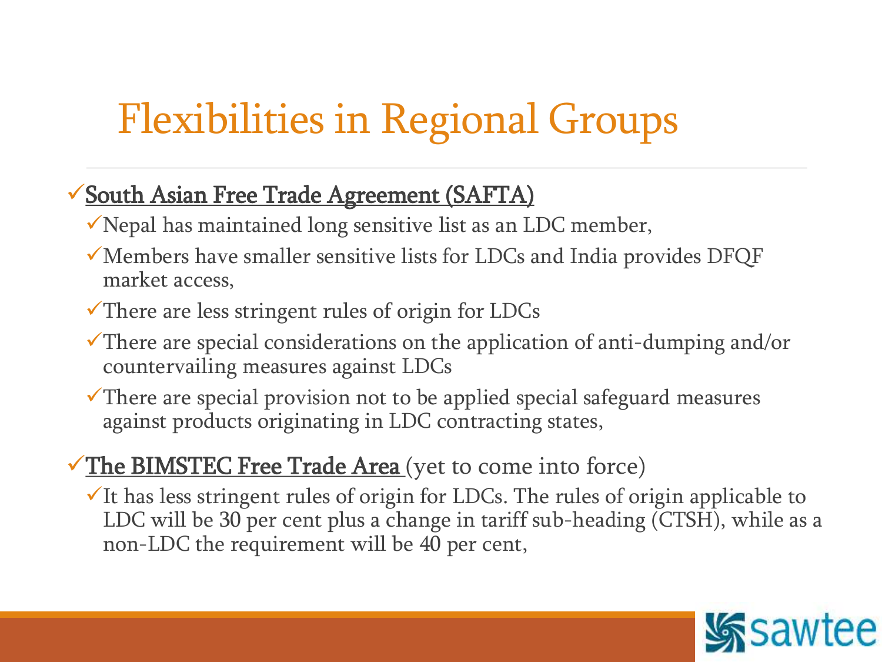# Flexibilities in Regional Groups

- ✓ South Asian Free Trade Agreement (SAFTA)
  - ✓ Nepal has maintained long sensitive list as an LDC member,
  - ✓ Members have smaller sensitive lists for LDCs and India provides DFQF market access,
  - ✓ There are less stringent rules of origin for LDCs
  - ✓ There are special considerations on the application of anti-dumping and/or countervailing measures against LDCs
  - ✓ There are special provision not to be applied special safeguard measures against products originating in LDC contracting states,
- ✓ The BIMSTEC Free Trade Area (yet to come into force)
  - ✓ It has less stringent rules of origin for LDCs. The rules of origin applicable to LDC will be 30 per cent plus a change in tariff sub-heading (CTSH), while as a non-LDC the requirement will be 40 per cent,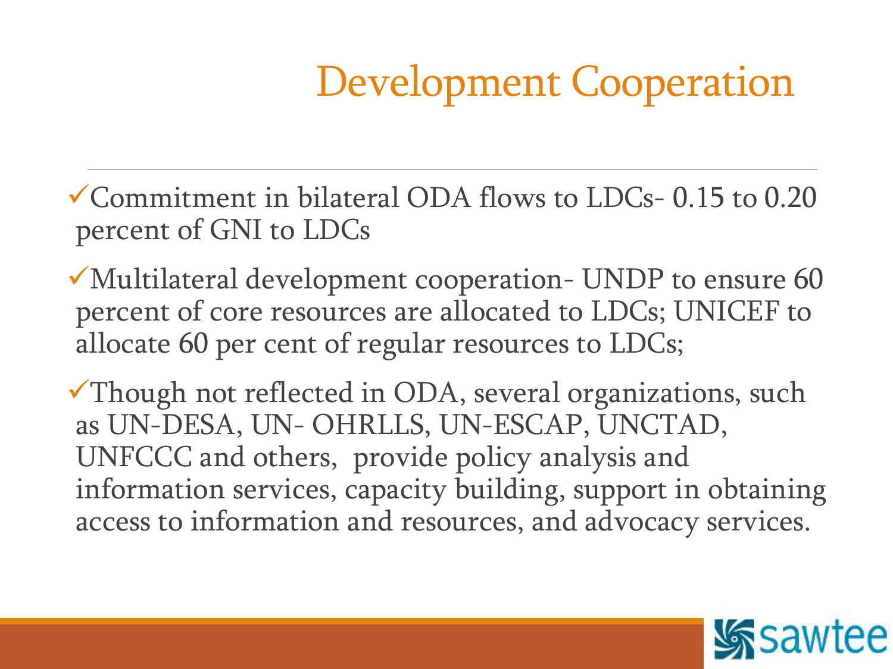# Development Cooperation

- ✓Commitment in bilateral ODA flows to LDCs- 0.15 to 0.20 percent of GNI to LDCs
- ✓Multilateral development cooperation- UNDP to ensure 60 percent of core resources are allocated to LDCs; UNICEF to allocate 60 per cent of regular resources to LDCs;
- ✓Though not reflected in ODA, several organizations, such as UN-DESA, UN- OHRLLS, UN-ESCAP, UNCTAD, UNFCCC and others, provide policy analysis and information services, capacity building, support in obtaining access to information and resources, and advocacy services.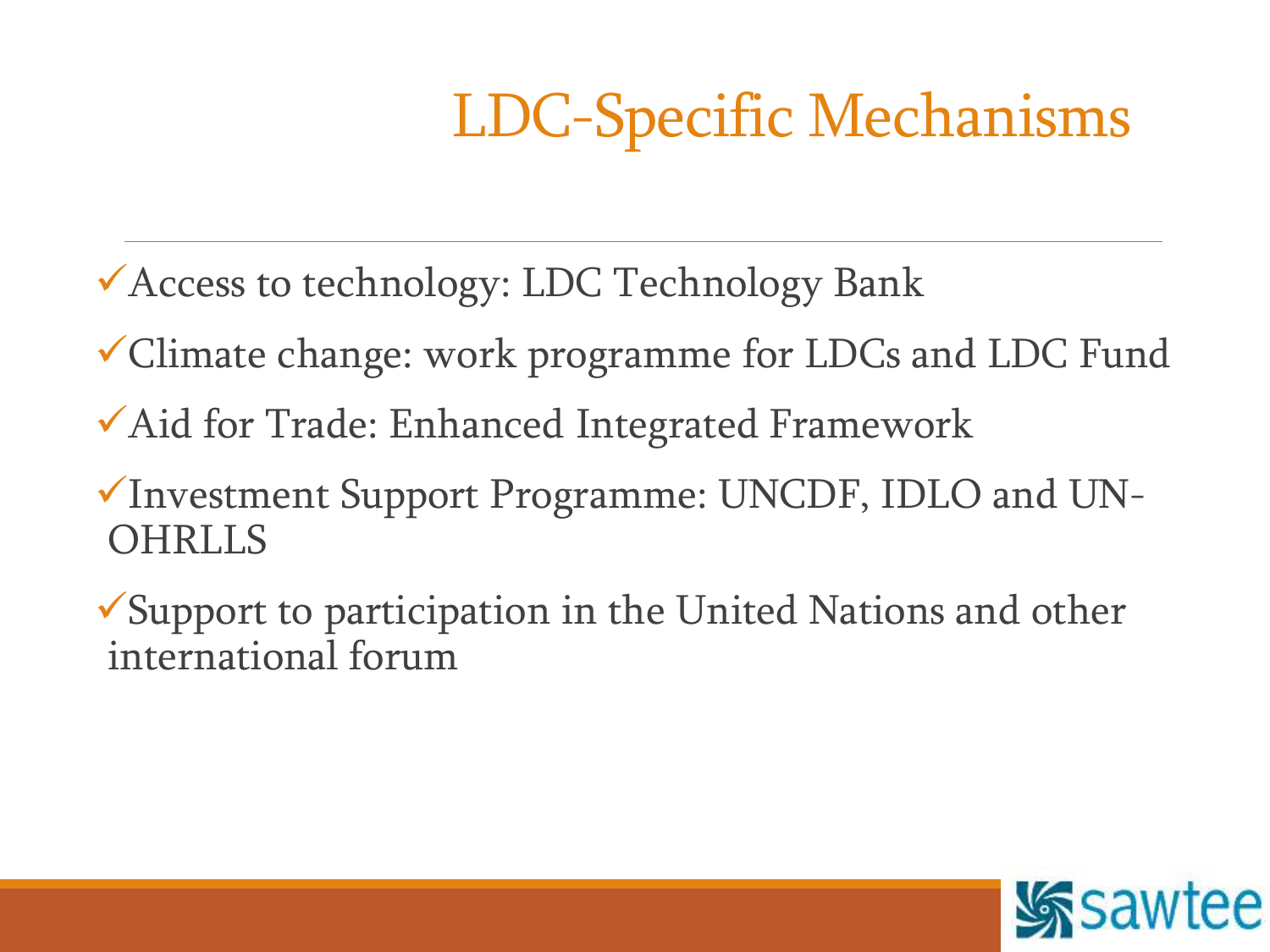# LDC-Specific Mechanisms

- Access to technology: LDC Technology Bank
- Climate change: work programme for LDCs and LDC Fund
- Aid for Trade: Enhanced Integrated Framework
- Investment Support Programme: UNCDF, IDLO and UN-OHRLLS
- Support to participation in the United Nations and other international forum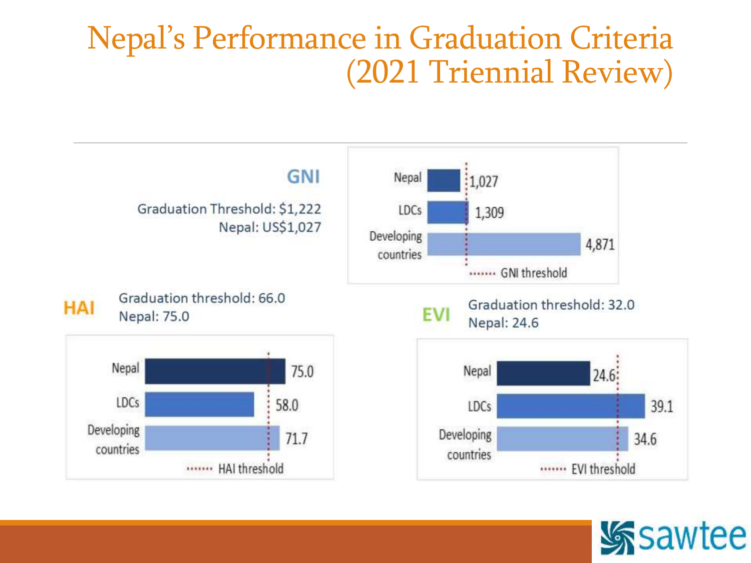# Nepal's Performance in Graduation Criteria (2021 Triennial Review)

**GNI**

Graduation Threshold: $1,222
Nepal: US$1,027

Nepal 1,027
LDCs 1,309
Developing countries 4,871
GNI threshold

**HAI**

Graduation threshold: 66.0
Nepal: 75.0

Nepal 75.0
LDCs 58.0
Developing countries 71.7
HAI threshold

**EVI**

Graduation threshold: 32.0
Nepal: 24.6

Nepal 24.6
LDCs 39.1
Developing countries 34.6
EVI threshold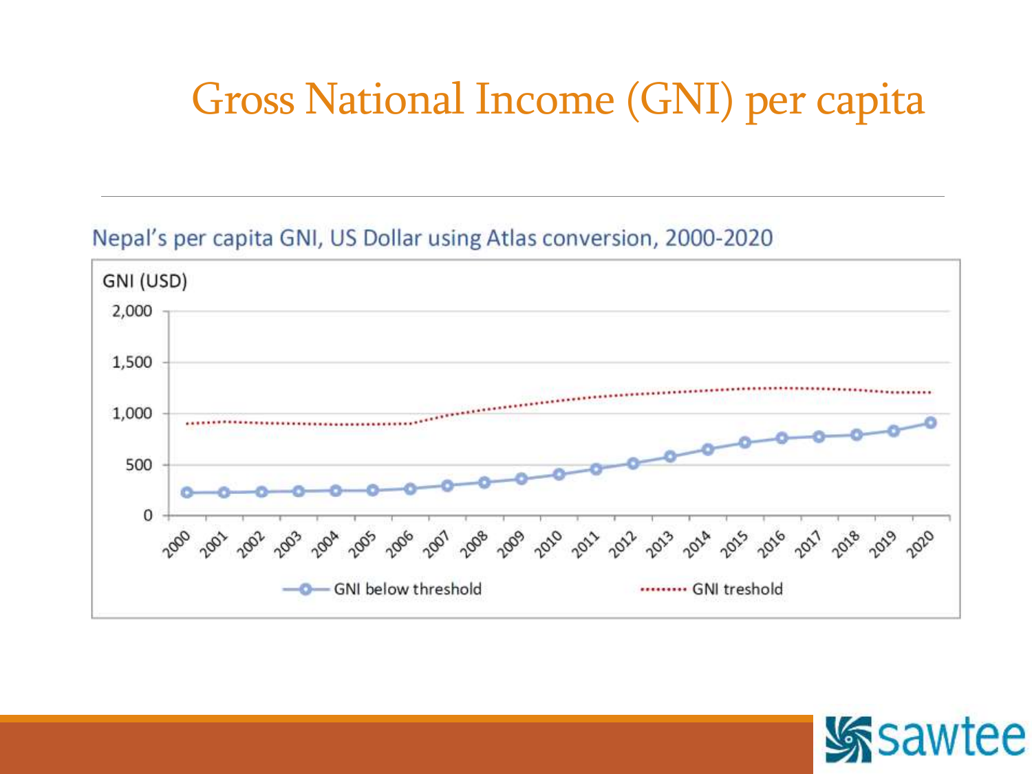# Gross National Income (GNI) per capita

Nepal's per capita GNI, US Dollar using Atlas conversion, 2000-2020

GNI (USD)

2,000
1,500
1,000
500
0

2000 2001 2002 2003 2004 2005 2006 2007 2008 2009 2010 2011 2012 2013 2014 2015 2016 2017 2018 2019 2020

GNI below threshold

GNI treshold

sawtee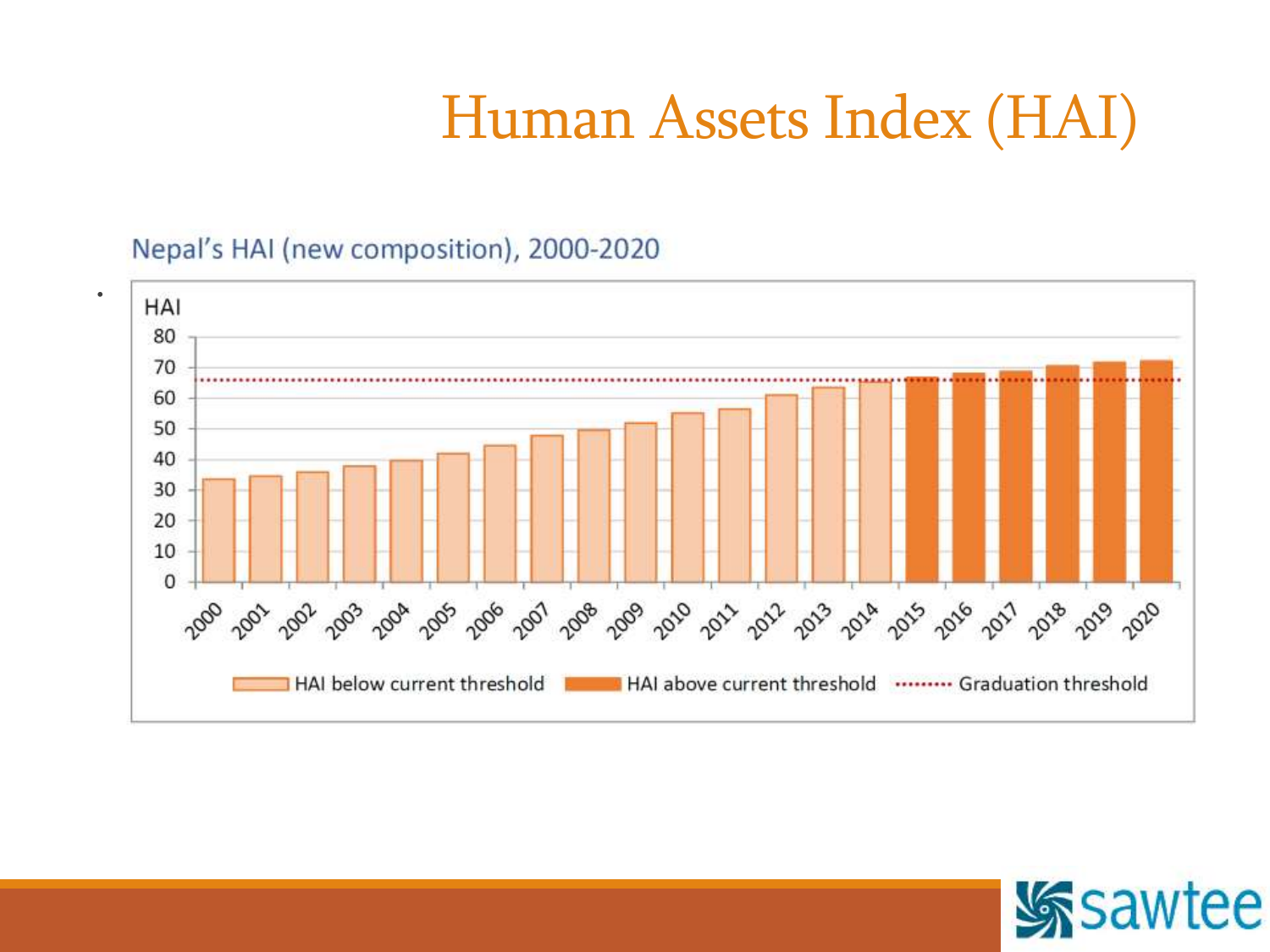# Human Assets Index (HAI)

Nepal's HAI (new composition), 2000-2020

HAI

80
70
60
50
40
30
20
10
0

2000 2001 2002 2003 2004 2005 2006 2007 2008 2009 2010 2011 2012 2013 2014 2015 2016 2017 2018 2019 2020

HAI below current threshold
HAI above current threshold
Graduation threshold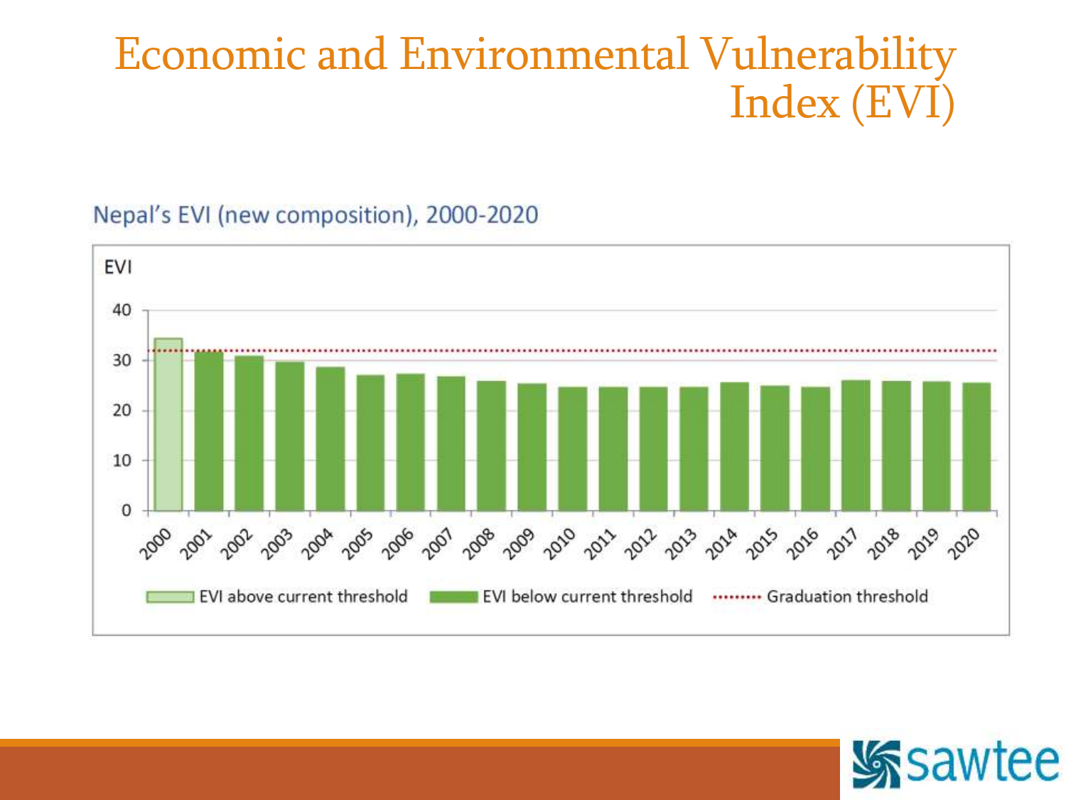# Economic and Environmental Vulnerability Index (EVI)

Nepal's EVI (new composition), 2000-2020

EVI

40

30

20

10

0

2000 2001 2002 2003 2004 2005 2006 2007 2008 2009 2010 2011 2012 2013 2014 2015 2016 2017 2018 2019 2020

EVI above current threshold

EVI below current threshold

Graduation threshold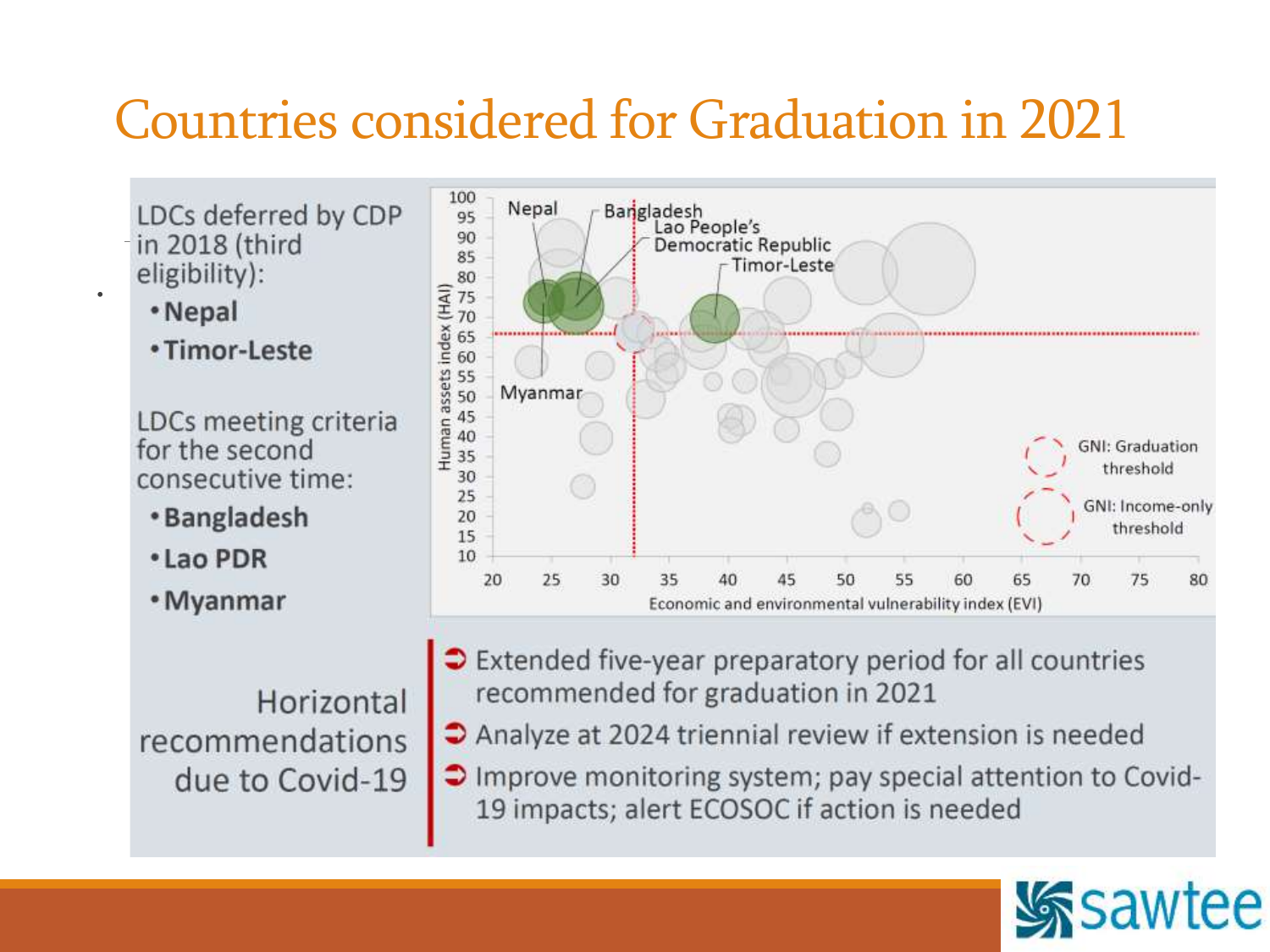# Countries considered for Graduation in 2021

LDCs deferred by CDP in 2018 (third eligibility):

- **Nepal**
- **Timor-Leste**

LDCs meeting criteria for the second consecutive time:

- **Bangladesh**
- **Lao PDR**
- **Myanmar**

Nepal
Bangladesh
Lao People's Democratic Republic
Timor-Leste
Myanmar

Human assets index (HAI)
100
95
90
85
80
75
70
65
60
55
50
45
40
35
30
25
20
15
10

20 25 30 35 40 45 50 55 60 65 70 75 80
Economic and environmental vulnerability index (EVI)

GNI: Graduation threshold
GNI: Income-only threshold

Horizontal recommendations due to Covid-19

- Extended five-year preparatory period for all countries recommended for graduation in 2021
- Analyze at 2024 triennial review if extension is needed
- Improve monitoring system; pay special attention to Covid-19 impacts; alert ECOSOC if action is needed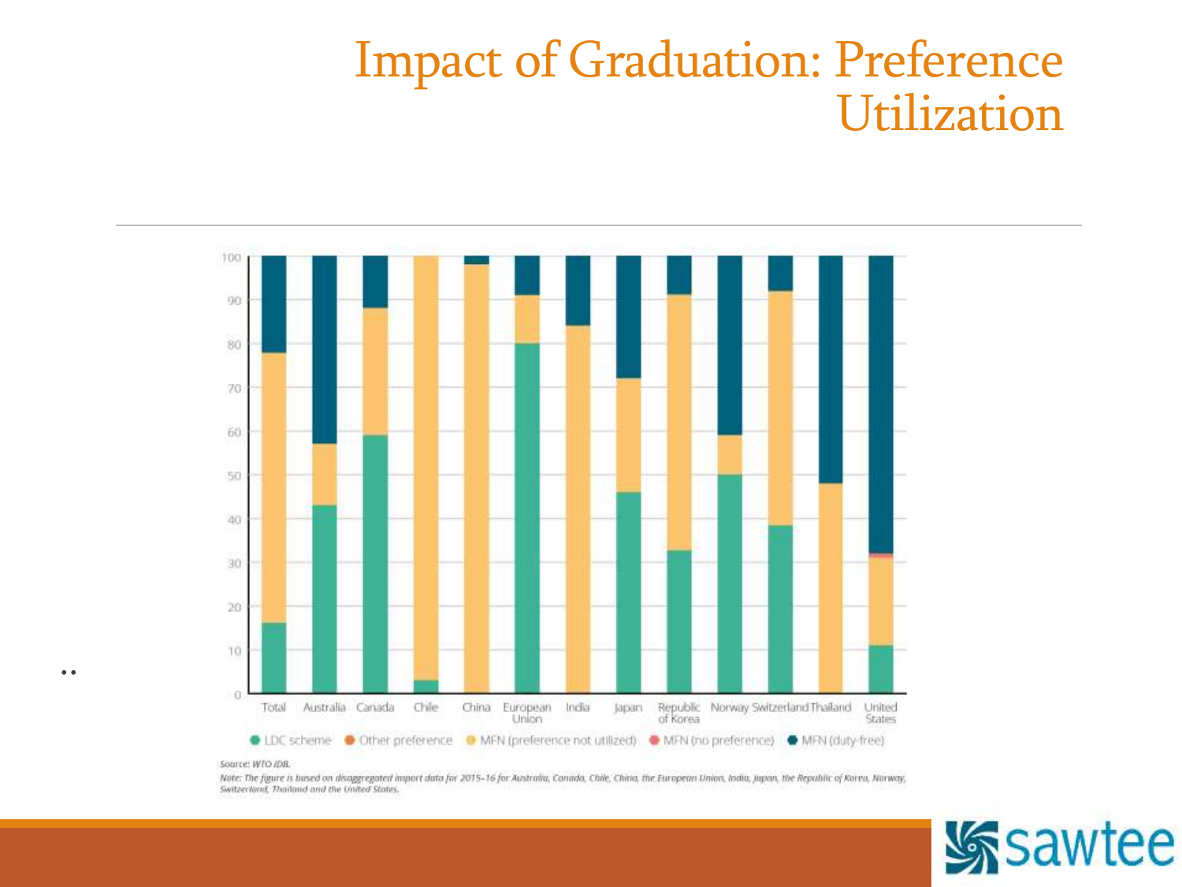# Impact of Graduation: Preference Utilization

100
90
80
70
60
50
40
30
20
10
0

Total Australia Canada Chile China European Union India Japan Republic of Korea Norway Switzerland Thailand United States

LDC scheme · Other preference · MFN (preference not utilized) · MFN (no preference) · MFN (duty-free)

Source: WTO IDB.

Note: The figure is based on disaggregated import data for 2015-16 for Australia, Canada, Chile, China, the European Union, India, Japan, the Republic of Korea, Norway, Switzerland, Thailand and the United States.

..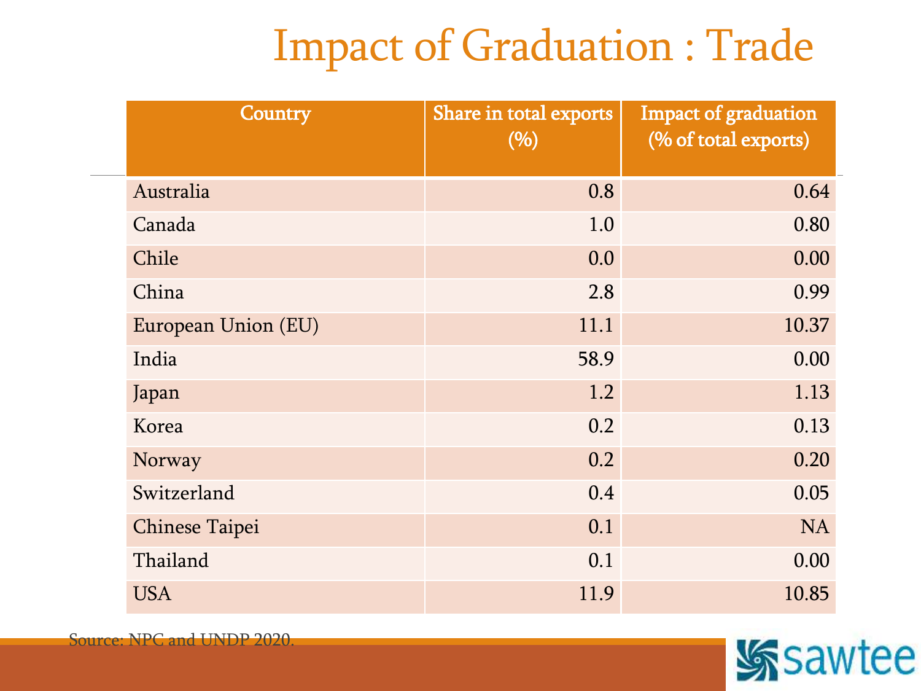# Impact of Graduation : Trade

| Country | Share in total exports (%) | Impact of graduation (% of total exports) |
|---|---|---|
| Australia | 0.8 | 0.64 |
| Canada | 1.0 | 0.80 |
| Chile | 0.0 | 0.00 |
| China | 2.8 | 0.99 |
| European Union (EU) | 11.1 | 10.37 |
| India | 58.9 | 0.00 |
| Japan | 1.2 | 1.13 |
| Korea | 0.2 | 0.13 |
| Norway | 0.2 | 0.20 |
| Switzerland | 0.4 | 0.05 |
| Chinese Taipei | 0.1 | NA |
| Thailand | 0.1 | 0.00 |
| USA | 11.9 | 10.85 |

Source: NPC and UNDP 2020.

sawtee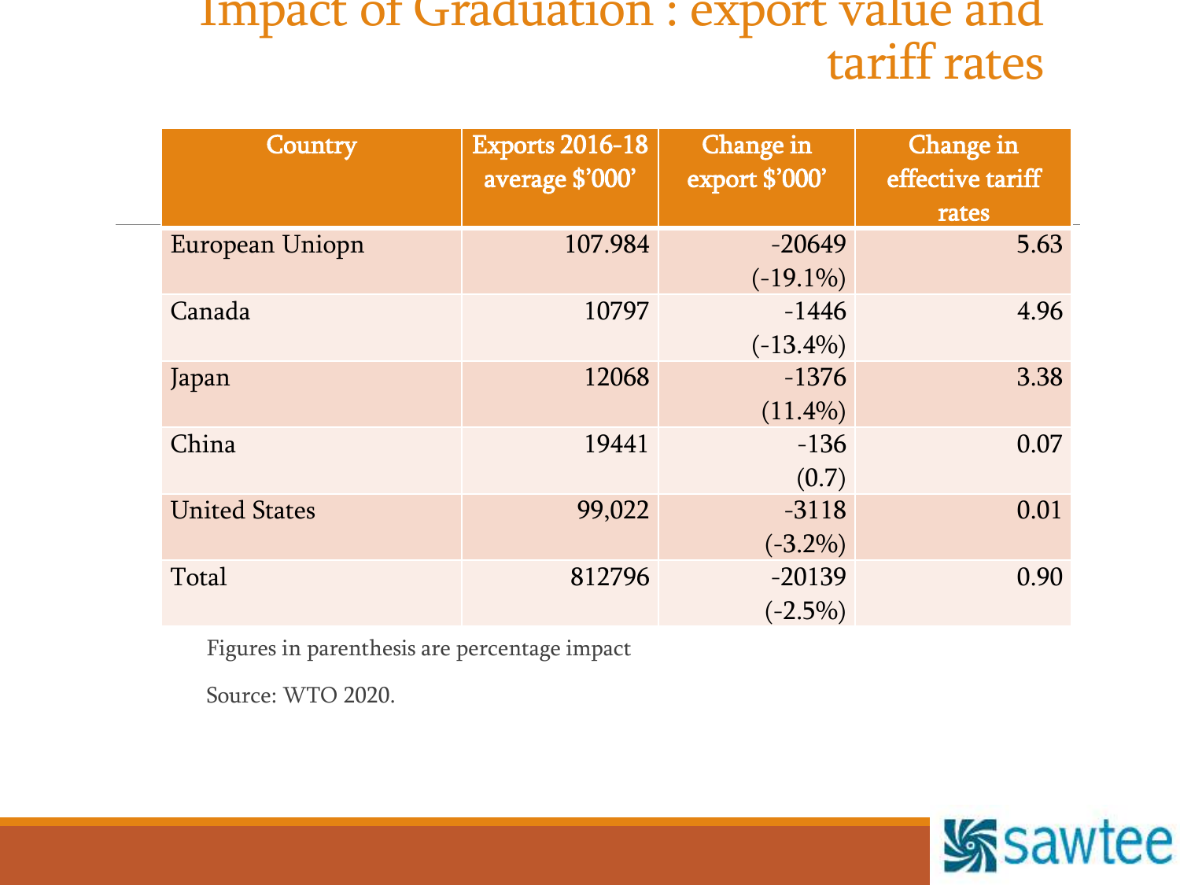# Impact of Graduation : export value and tariff rates

| Country | Exports 2016-18 average $'000' | Change in export $'000' | Change in effective tariff rates |
|---|---|---|---|
| European Uniopn | 107.984 | -20649 (-19.1%) | 5.63 |
| Canada | 10797 | -1446 (-13.4%) | 4.96 |
| Japan | 12068 | -1376 (11.4%) | 3.38 |
| China | 19441 | -136 (0.7) | 0.07 |
| United States | 99,022 | -3118 (-3.2%) | 0.01 |
| Total | 812796 | -20139 (-2.5%) | 0.90 |

Figures in parenthesis are percentage impact

Source: WTO 2020.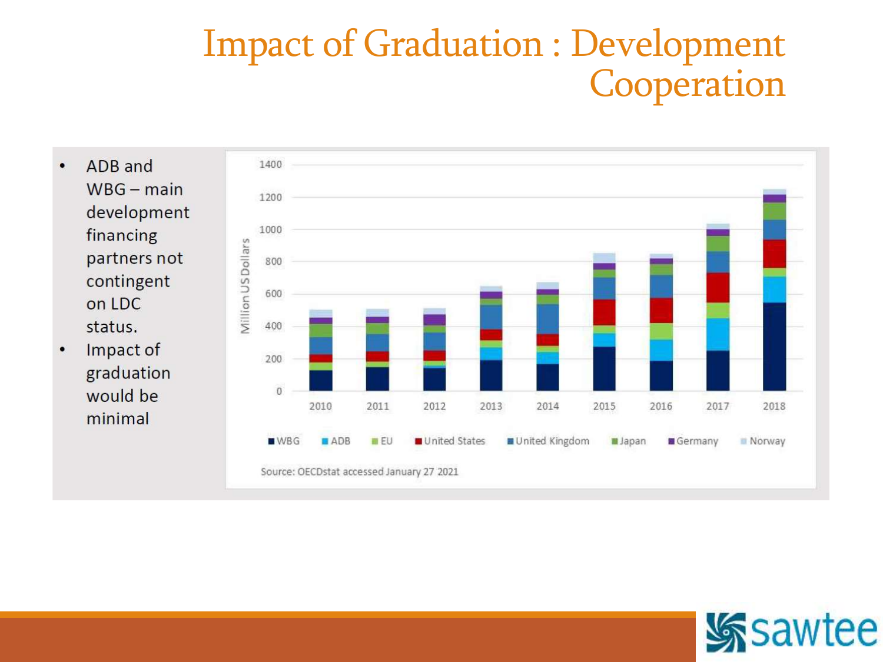# Impact of Graduation : Development Cooperation

- ADB and WBG – main development financing partners not contingent on LDC status.
- Impact of graduation would be minimal

1400
1200
1000
800
600
400
200
0

Million US Dollars

2010 2011 2012 2013 2014 2015 2016 2017 2018

WBG ADB EU United States United Kingdom Japan Germany Norway

Source: OECDstat accessed January 27 2021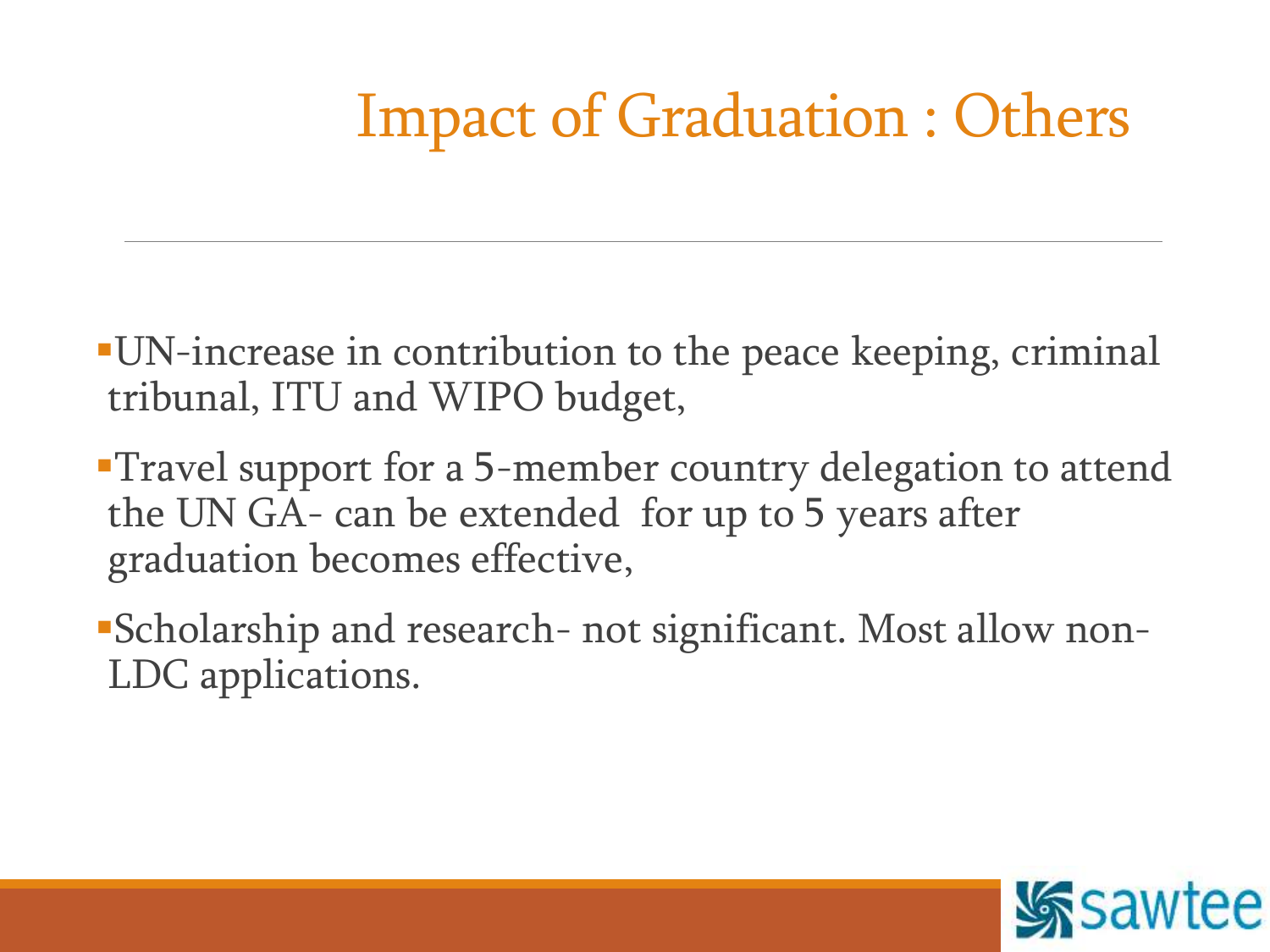# Impact of Graduation : Others

- UN-increase in contribution to the peace keeping, criminal tribunal, ITU and WIPO budget,
- Travel support for a 5-member country delegation to attend the UN GA- can be extended for up to 5 years after graduation becomes effective,
- Scholarship and research- not significant. Most allow non-LDC applications.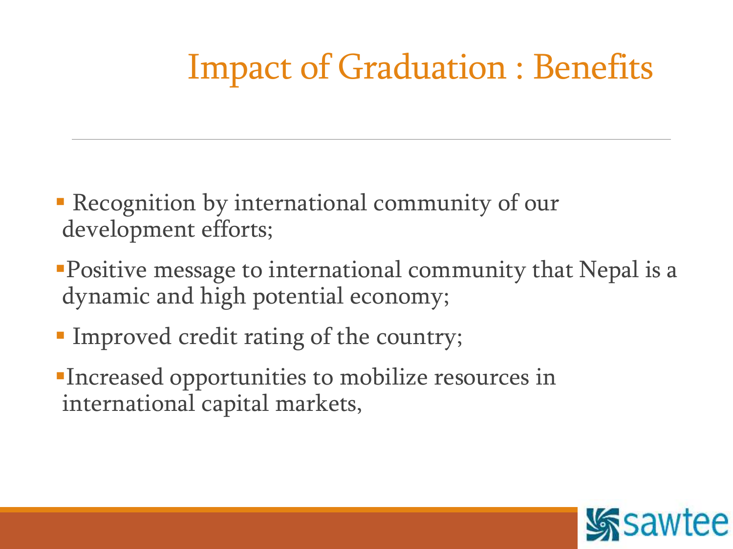# Impact of Graduation : Benefits

- Recognition by international community of our development efforts;
- Positive message to international community that Nepal is a dynamic and high potential economy;
- Improved credit rating of the country;
- Increased opportunities to mobilize resources in international capital markets,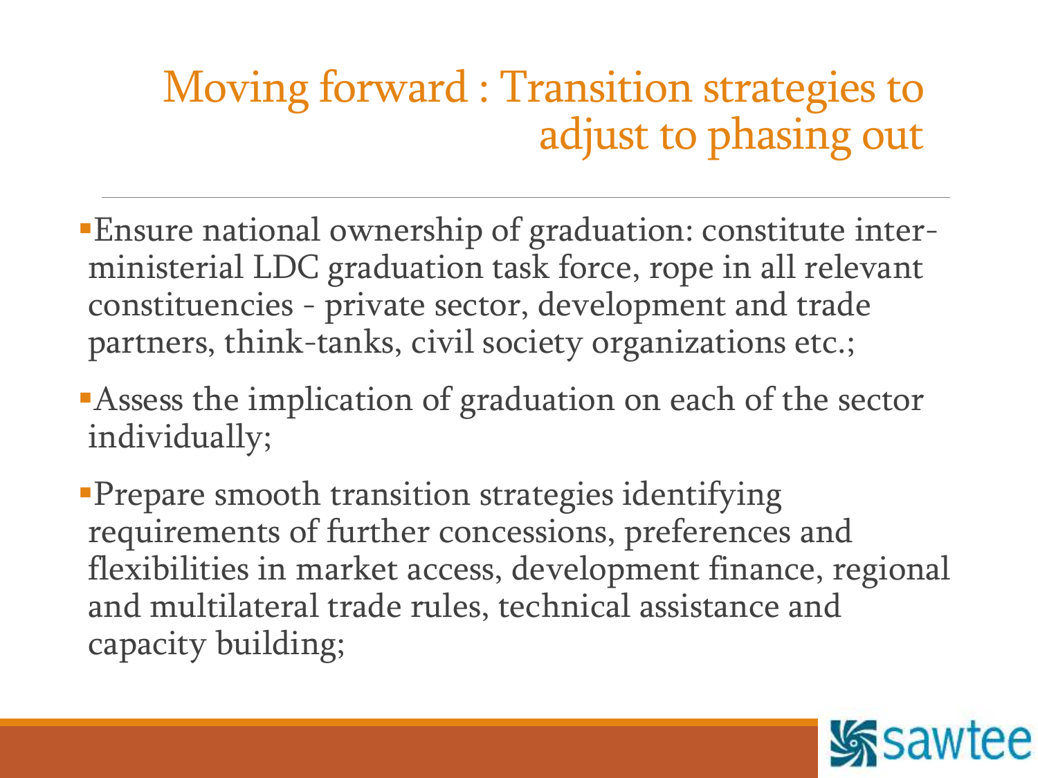# Moving forward : Transition strategies to adjust to phasing out

- Ensure national ownership of graduation: constitute inter-ministerial LDC graduation task force, rope in all relevant constituencies - private sector, development and trade partners, think-tanks, civil society organizations etc.;
- Assess the implication of graduation on each of the sector individually;
- Prepare smooth transition strategies identifying requirements of further concessions, preferences and flexibilities in market access, development finance, regional and multilateral trade rules, technical assistance and capacity building;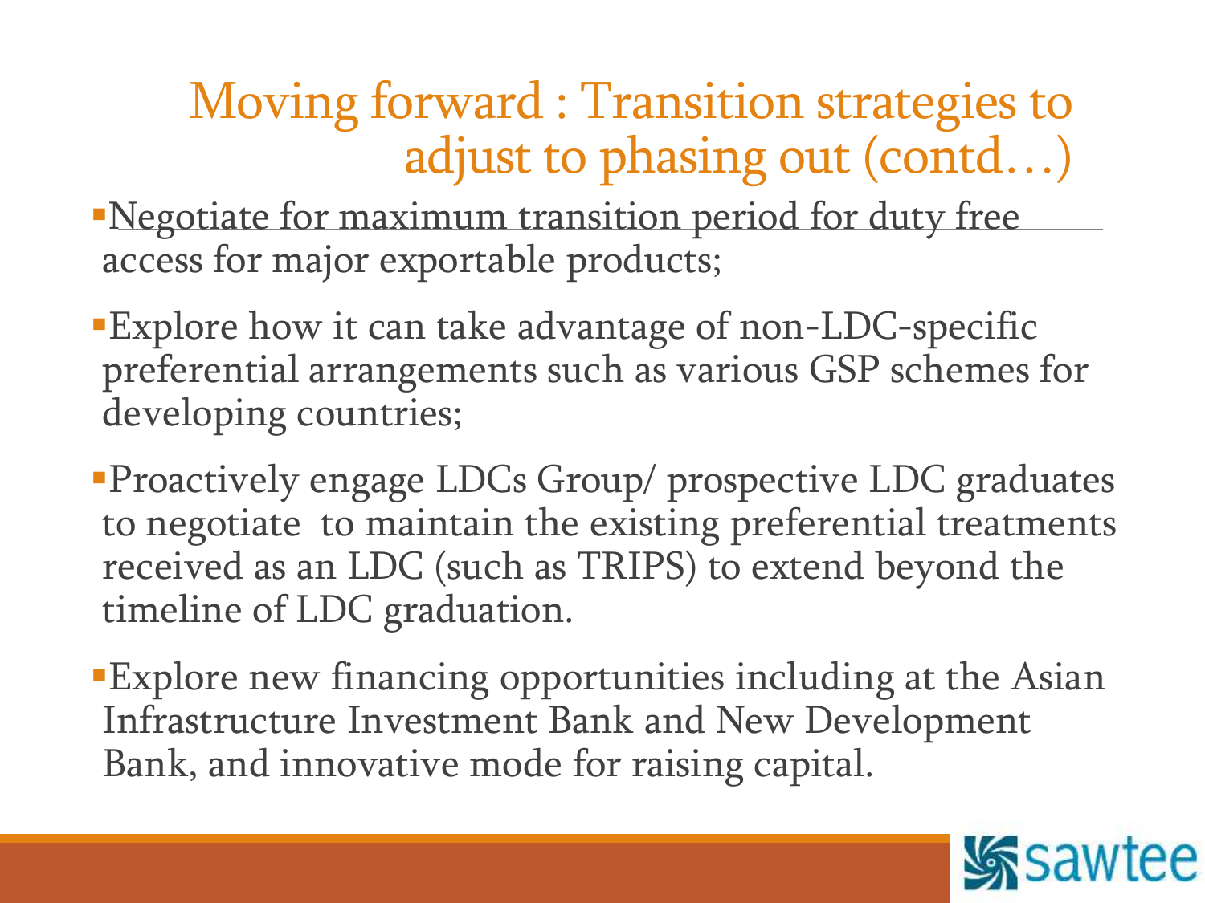# Moving forward : Transition strategies to adjust to phasing out (contd…)

- Negotiate for maximum transition period for duty free access for major exportable products;
- Explore how it can take advantage of non-LDC-specific preferential arrangements such as various GSP schemes for developing countries;
- Proactively engage LDCs Group/ prospective LDC graduates to negotiate to maintain the existing preferential treatments received as an LDC (such as TRIPS) to extend beyond the timeline of LDC graduation.
- Explore new financing opportunities including at the Asian Infrastructure Investment Bank and New Development Bank, and innovative mode for raising capital.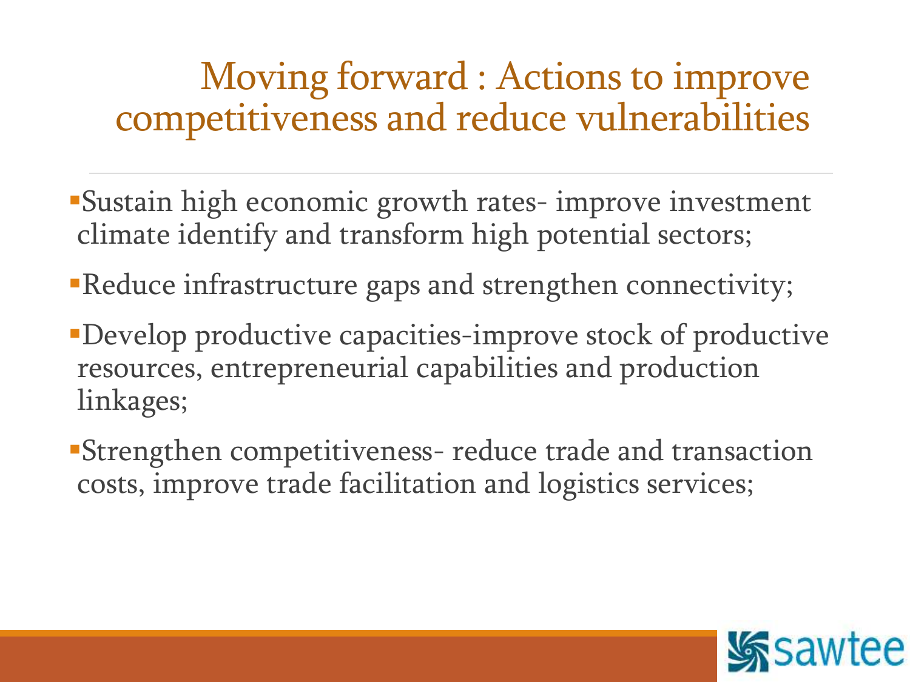# Moving forward : Actions to improve competitiveness and reduce vulnerabilities

- Sustain high economic growth rates- improve investment climate identify and transform high potential sectors;
- Reduce infrastructure gaps and strengthen connectivity;
- Develop productive capacities-improve stock of productive resources, entrepreneurial capabilities and production linkages;
- Strengthen competitiveness- reduce trade and transaction costs, improve trade facilitation and logistics services;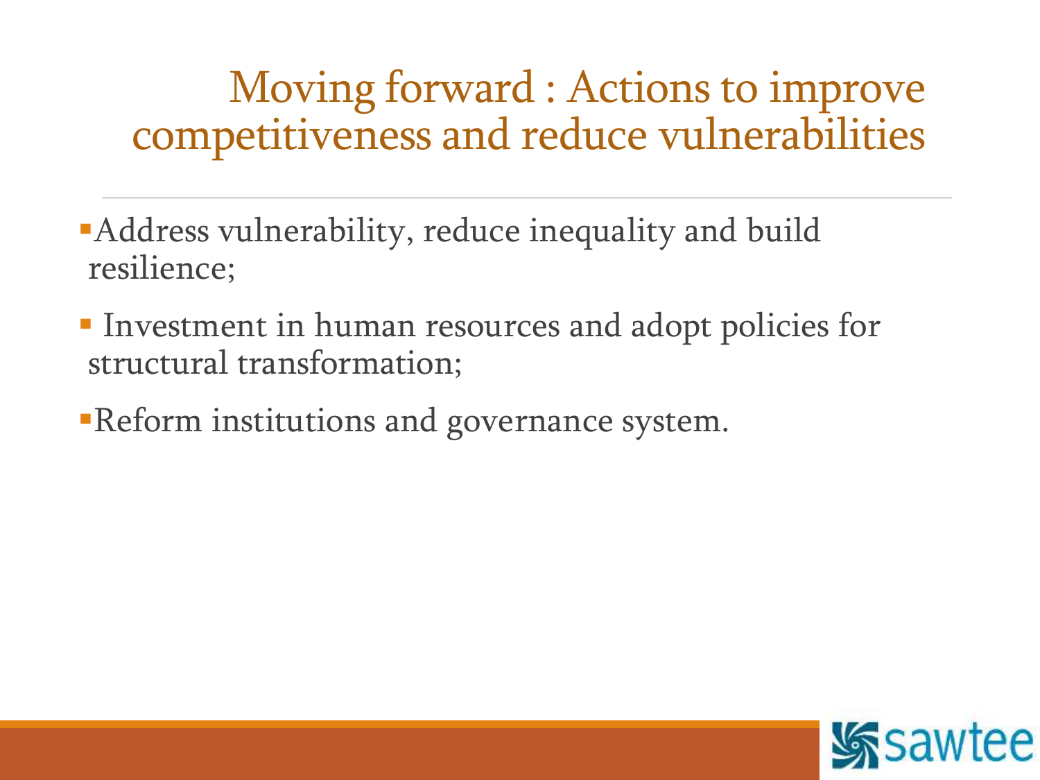# Moving forward : Actions to improve competitiveness and reduce vulnerabilities

- Address vulnerability, reduce inequality and build resilience;
- Investment in human resources and adopt policies for structural transformation;
- Reform institutions and governance system.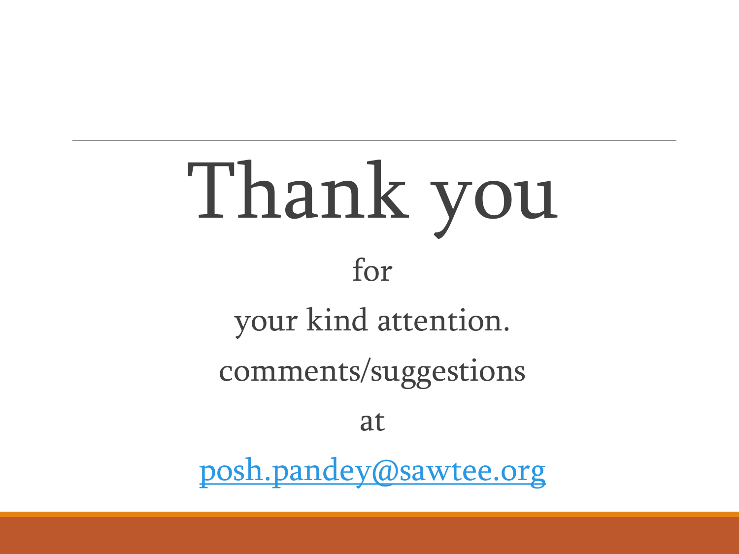# Thank you

for

your kind attention.

comments/suggestions

at

posh.pandey@sawtee.org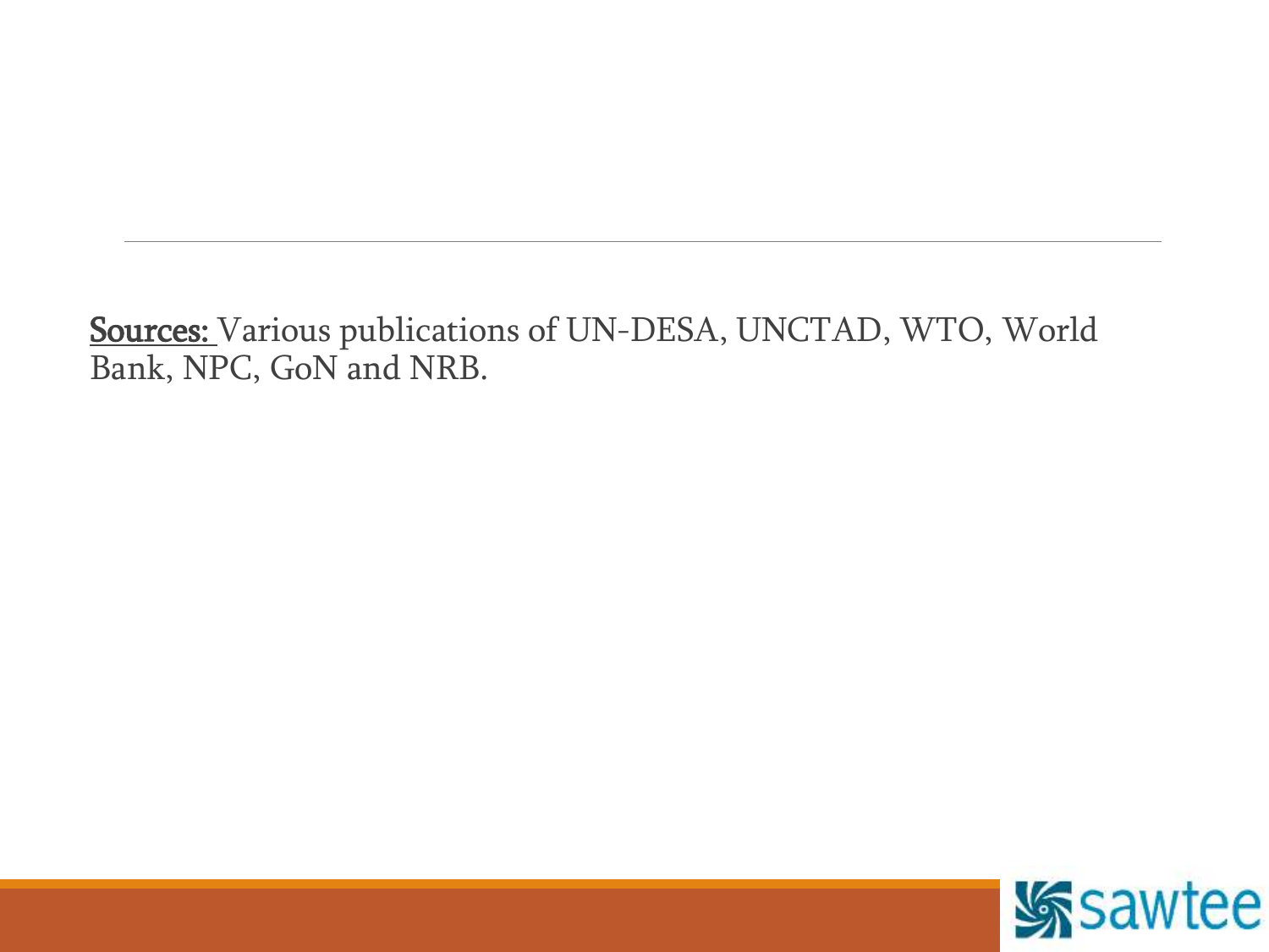Sources: Various publications of UN-DESA, UNCTAD, WTO, World Bank, NPC, GoN and NRB.